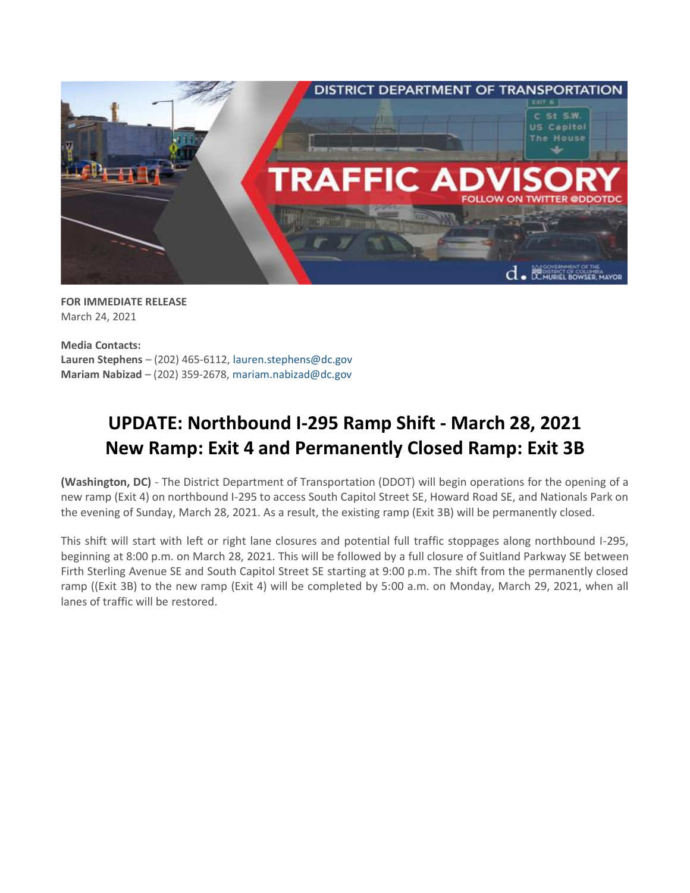**FOR IMMEDIATE RELEASE**
March 24, 2021

**Media Contacts:**
**Lauren Stephens** – (202) 465-6112, lauren.stephens@dc.gov
**Mariam Nabizad** – (202) 359-2678, mariam.nabizad@dc.gov

# UPDATE: Northbound I-295 Ramp Shift - March 28, 2021 New Ramp: Exit 4 and Permanently Closed Ramp: Exit 3B

**(Washington, DC)** - The District Department of Transportation (DDOT) will begin operations for the opening of a new ramp (Exit 4) on northbound I-295 to access South Capitol Street SE, Howard Road SE, and Nationals Park on the evening of Sunday, March 28, 2021. As a result, the existing ramp (Exit 3B) will be permanently closed.

This shift will start with left or right lane closures and potential full traffic stoppages along northbound I-295, beginning at 8:00 p.m. on March 28, 2021. This will be followed by a full closure of Suitland Parkway SE between Firth Sterling Avenue SE and South Capitol Street SE starting at 9:00 p.m. The shift from the permanently closed ramp ((Exit 3B) to the new ramp (Exit 4) will be completed by 5:00 a.m. on Monday, March 29, 2021, when all lanes of traffic will be restored.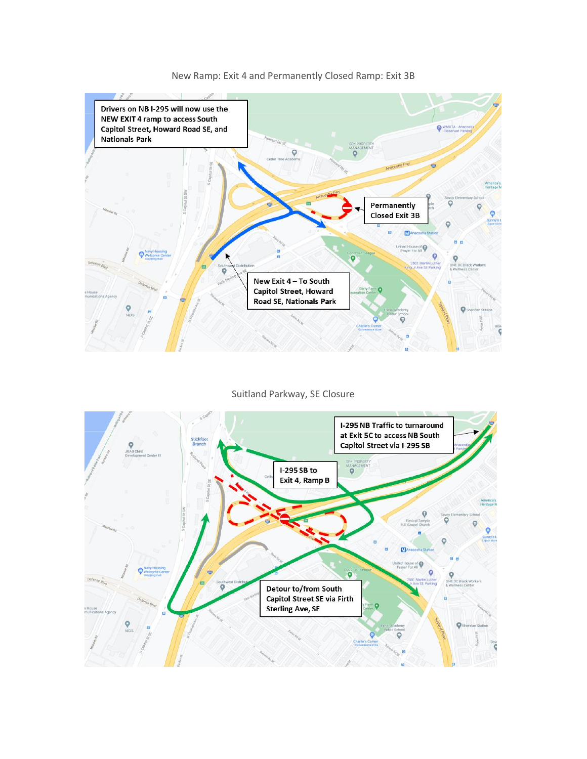New Ramp: Exit 4 and Permanently Closed Ramp: Exit 3B

**Drivers on NB I-295 will now use the NEW EXIT 4 ramp to access South Capitol Street, Howard Road SE, and Nationals Park**

**Permanently Closed Exit 3B**

**New Exit 4 – To South Capitol Street, Howard Road SE, Nationals Park**

Suitland Parkway, SE Closure

**I-295 NB Traffic to turnaround at Exit 5C to access NB South Capitol Street via I-295 SB**

**I-295 SB to Exit 4, Ramp B**

**Detour to/from South Capitol SE via Firth Sterling Ave, SE**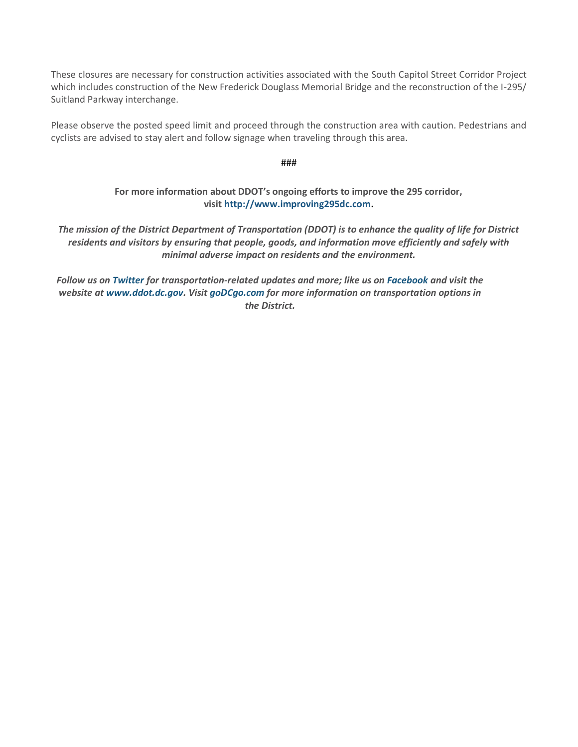These closures are necessary for construction activities associated with the South Capitol Street Corridor Project which includes construction of the New Frederick Douglass Memorial Bridge and the reconstruction of the I-295/ Suitland Parkway interchange.

Please observe the posted speed limit and proceed through the construction area with caution. Pedestrians and cyclists are advised to stay alert and follow signage when traveling through this area.

###

**For more information about DDOT's ongoing efforts to improve the 295 corridor, visit http://www.improving295dc.com.**

***The mission of the District Department of Transportation (DDOT) is to enhance the quality of life for District residents and visitors by ensuring that people, goods, and information move efficiently and safely with minimal adverse impact on residents and the environment.***

***Follow us on Twitter for transportation-related updates and more; like us on Facebook and visit the website at www.ddot.dc.gov. Visit goDCgo.com for more information on transportation options in the District.***